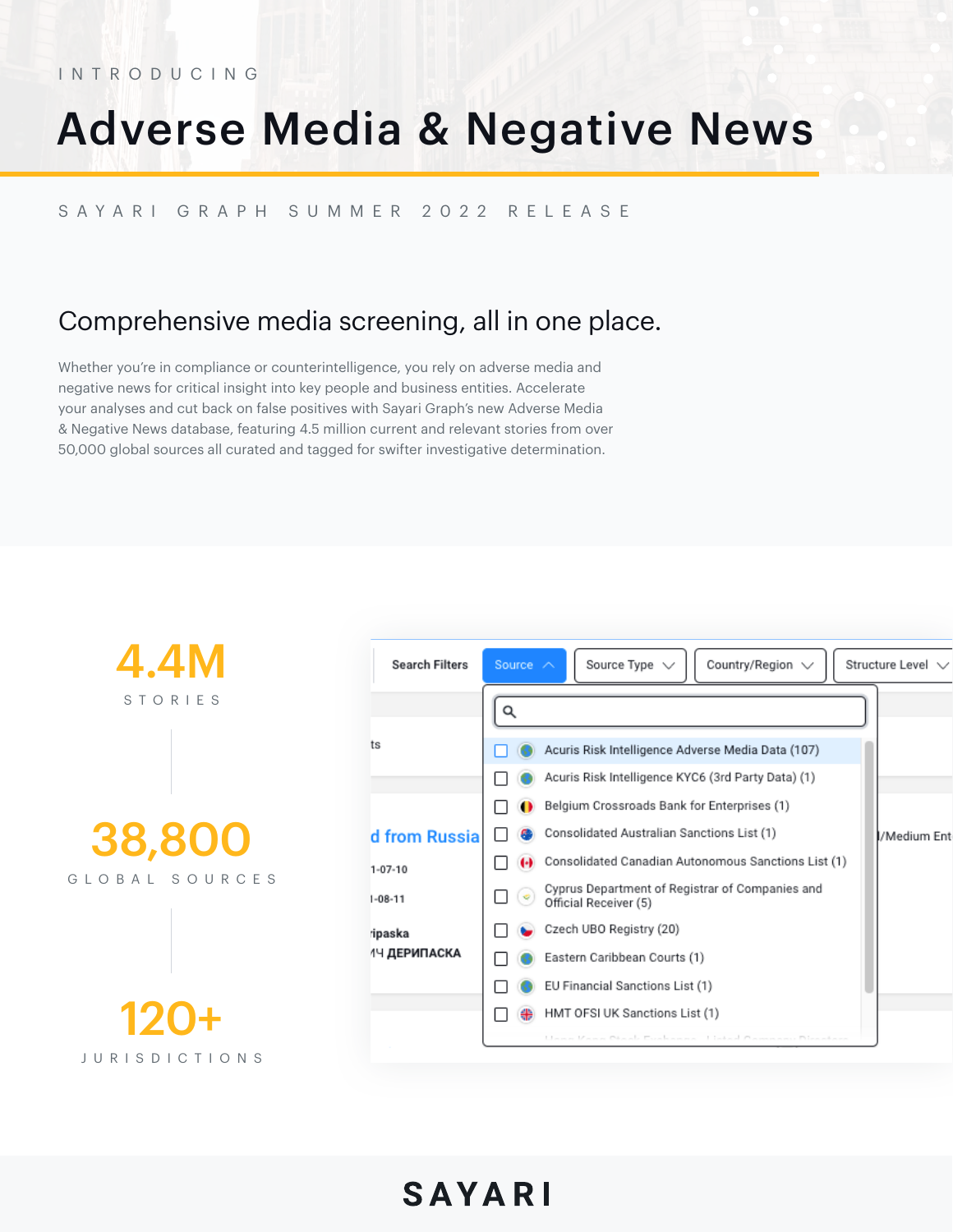INTRODUCING

# Adverse Media & Negative News

SAYARI GRAPH SUMMER 2022 RELEASE

## Comprehensive media screening, all in one place.

Whether you're in compliance or counterintelligence, you rely on adverse media and negative news for critical insight into key people and business entities. Accelerate your analyses and cut back on false positives with Sayari Graph's new Adverse Media & Negative News database, featuring 4.5 million current and relevant stories from over 50,000 global sources all curated and tagged for swifter investigative determination.

**4.4M**
STORIES

**38,800**
GLOBAL SOURCES

**120+**
JURISDICTIONS

Search Filters | Source | Source Type | Country/Region | Structure Level

- Acuris Risk Intelligence Adverse Media Data (107)
- Acuris Risk Intelligence KYC6 (3rd Party Data) (1)
- Belgium Crossroads Bank for Enterprises (1)
- Consolidated Australian Sanctions List (1)
- Consolidated Canadian Autonomous Sanctions List (1)
- Cyprus Department of Registrar of Companies and Official Receiver (5)
- Czech UBO Registry (20)
- Eastern Caribbean Courts (1)
- EU Financial Sanctions List (1)
- HMT OFSI UK Sanctions List (1)

SAYARI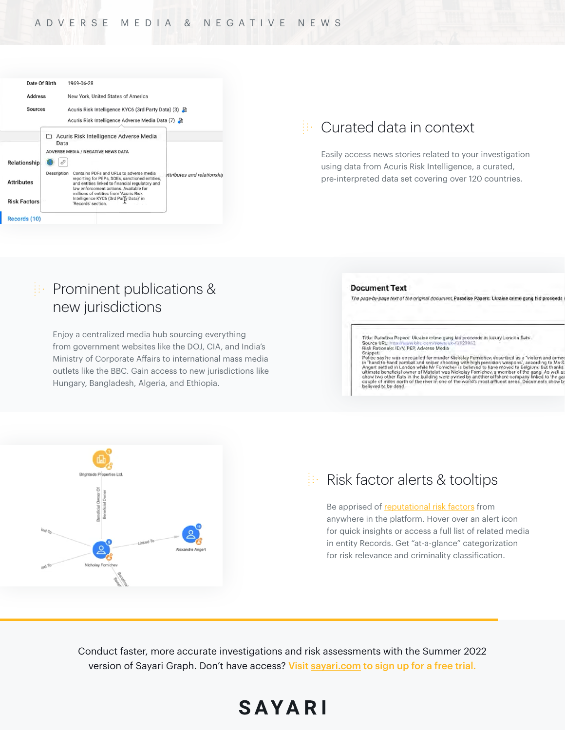# ADVERSE MEDIA & NEGATIVE NEWS

## Curated data in context

Easily access news stories related to your investigation using data from Acuris Risk Intelligence, a curated, pre-interpreted data set covering over 120 countries.

## Prominent publications & new jurisdictions

Enjoy a centralized media hub sourcing everything from government websites like the DOJ, CIA, and India's Ministry of Corporate Affairs to international mass media outlets like the BBC. Gain access to new jurisdictions like Hungary, Bangladesh, Algeria, and Ethiopia.

## Risk factor alerts & tooltips

Be apprised of reputational risk factors from anywhere in the platform. Hover over an alert icon for quick insights or access a full list of related media in entity Records. Get "at-a-glance" categorization for risk relevance and criminality classification.

Conduct faster, more accurate investigations and risk assessments with the Summer 2022 version of Sayari Graph. Don't have access? **Visit sayari.com to sign up for a free trial.**

**SAYARI**